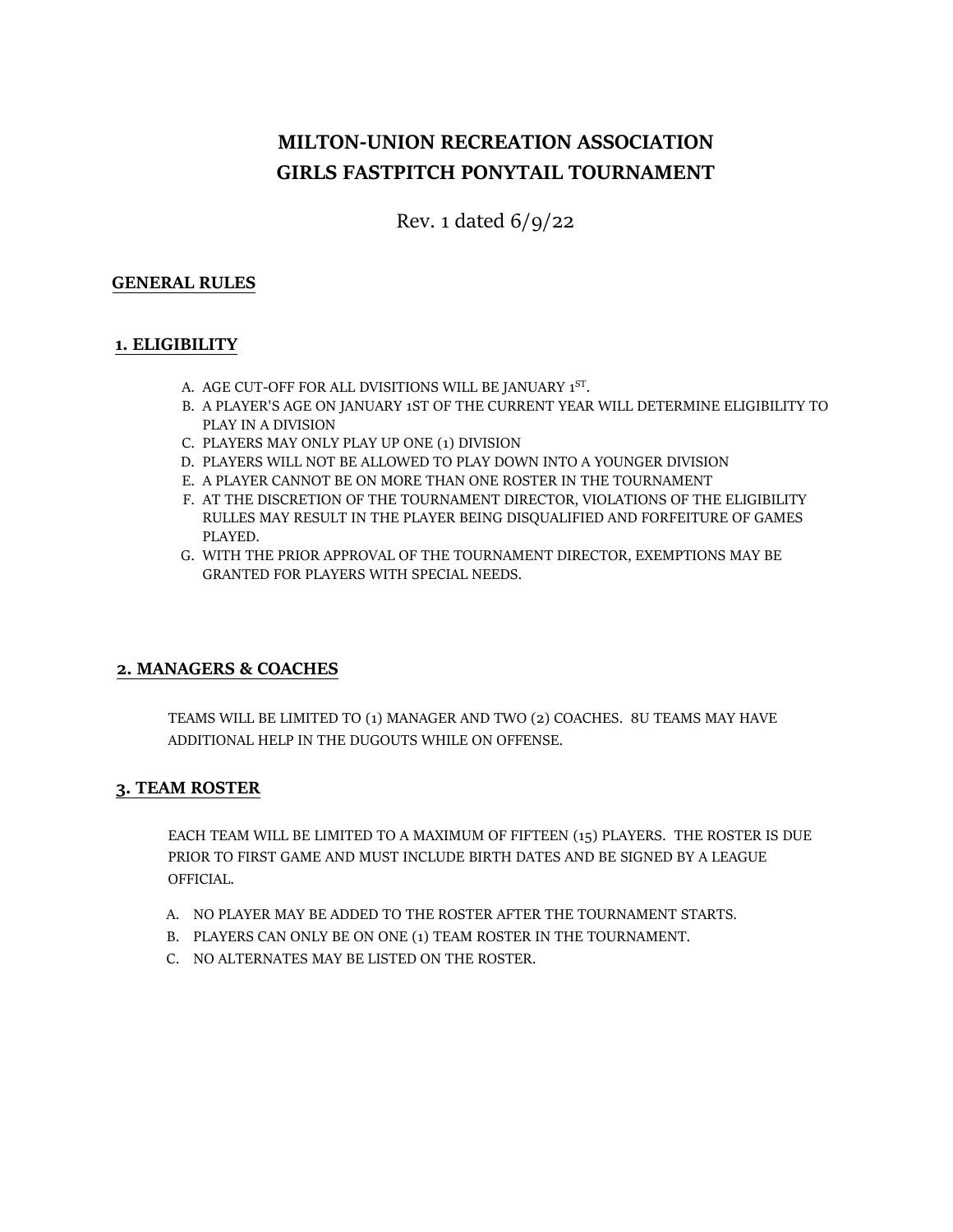# MILTON-UNION RECREATION ASSOCIATION
# GIRLS FASTPITCH PONYTAIL TOURNAMENT

Rev. 1 dated 6/9/22

## GENERAL RULES

### 1. ELIGIBILITY

A. AGE CUT-OFF FOR ALL DVISITIONS WILL BE JANUARY 1ST.
B. A PLAYER'S AGE ON JANUARY 1ST OF THE CURRENT YEAR WILL DETERMINE ELIGIBILITY TO PLAY IN A DIVISION
C. PLAYERS MAY ONLY PLAY UP ONE (1) DIVISION
D. PLAYERS WILL NOT BE ALLOWED TO PLAY DOWN INTO A YOUNGER DIVISION
E. A PLAYER CANNOT BE ON MORE THAN ONE ROSTER IN THE TOURNAMENT
F. AT THE DISCRETION OF THE TOURNAMENT DIRECTOR, VIOLATIONS OF THE ELIGIBILITY RULLES MAY RESULT IN THE PLAYER BEING DISQUALIFIED AND FORFEITURE OF GAMES PLAYED.
G. WITH THE PRIOR APPROVAL OF THE TOURNAMENT DIRECTOR, EXEMPTIONS MAY BE GRANTED FOR PLAYERS WITH SPECIAL NEEDS.

### 2. MANAGERS & COACHES

TEAMS WILL BE LIMITED TO (1) MANAGER AND TWO (2) COACHES. 8U TEAMS MAY HAVE ADDITIONAL HELP IN THE DUGOUTS WHILE ON OFFENSE.

### 3. TEAM ROSTER

EACH TEAM WILL BE LIMITED TO A MAXIMUM OF FIFTEEN (15) PLAYERS. THE ROSTER IS DUE PRIOR TO FIRST GAME AND MUST INCLUDE BIRTH DATES AND BE SIGNED BY A LEAGUE OFFICIAL.

A. NO PLAYER MAY BE ADDED TO THE ROSTER AFTER THE TOURNAMENT STARTS.
B. PLAYERS CAN ONLY BE ON ONE (1) TEAM ROSTER IN THE TOURNAMENT.
C. NO ALTERNATES MAY BE LISTED ON THE ROSTER.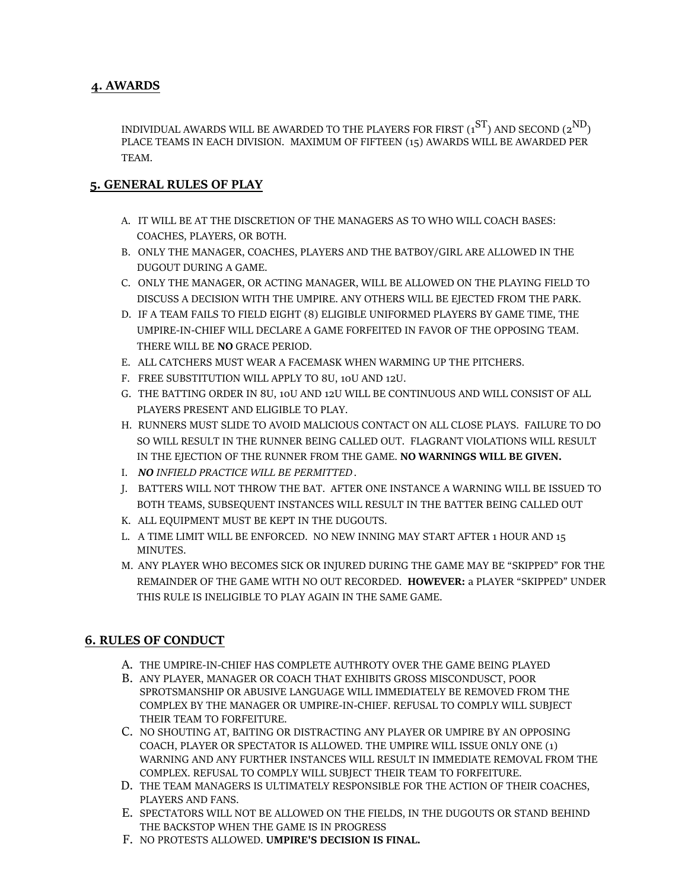## 4. AWARDS

INDIVIDUAL AWARDS WILL BE AWARDED TO THE PLAYERS FOR FIRST (1$^{ST}$) AND SECOND (2$^{ND}$) PLACE TEAMS IN EACH DIVISION. MAXIMUM OF FIFTEEN (15) AWARDS WILL BE AWARDED PER TEAM.

## 5. GENERAL RULES OF PLAY

A. IT WILL BE AT THE DISCRETION OF THE MANAGERS AS TO WHO WILL COACH BASES: COACHES, PLAYERS, OR BOTH.

B. ONLY THE MANAGER, COACHES, PLAYERS AND THE BATBOY/GIRL ARE ALLOWED IN THE DUGOUT DURING A GAME.

C. ONLY THE MANAGER, OR ACTING MANAGER, WILL BE ALLOWED ON THE PLAYING FIELD TO DISCUSS A DECISION WITH THE UMPIRE. ANY OTHERS WILL BE EJECTED FROM THE PARK.

D. IF A TEAM FAILS TO FIELD EIGHT (8) ELIGIBLE UNIFORMED PLAYERS BY GAME TIME, THE UMPIRE-IN-CHIEF WILL DECLARE A GAME FORFEITED IN FAVOR OF THE OPPOSING TEAM. THERE WILL BE **NO** GRACE PERIOD.

E. ALL CATCHERS MUST WEAR A FACEMASK WHEN WARMING UP THE PITCHERS.

F. FREE SUBSTITUTION WILL APPLY TO 8U, 10U AND 12U.

G. THE BATTING ORDER IN 8U, 10U AND 12U WILL BE CONTINUOUS AND WILL CONSIST OF ALL PLAYERS PRESENT AND ELIGIBLE TO PLAY.

H. RUNNERS MUST SLIDE TO AVOID MALICIOUS CONTACT ON ALL CLOSE PLAYS. FAILURE TO DO SO WILL RESULT IN THE RUNNER BEING CALLED OUT. FLAGRANT VIOLATIONS WILL RESULT IN THE EJECTION OF THE RUNNER FROM THE GAME. **NO WARNINGS WILL BE GIVEN.**

I. ***NO*** *INFIELD PRACTICE WILL BE PERMITTED*.

J. BATTERS WILL NOT THROW THE BAT. AFTER ONE INSTANCE A WARNING WILL BE ISSUED TO BOTH TEAMS, SUBSEQUENT INSTANCES WILL RESULT IN THE BATTER BEING CALLED OUT

K. ALL EQUIPMENT MUST BE KEPT IN THE DUGOUTS.

L. A TIME LIMIT WILL BE ENFORCED. NO NEW INNING MAY START AFTER 1 HOUR AND 15 MINUTES.

M. ANY PLAYER WHO BECOMES SICK OR INJURED DURING THE GAME MAY BE "SKIPPED" FOR THE REMAINDER OF THE GAME WITH NO OUT RECORDED. **HOWEVER:** a PLAYER "SKIPPED" UNDER THIS RULE IS INELIGIBLE TO PLAY AGAIN IN THE SAME GAME.

## 6. RULES OF CONDUCT

A. THE UMPIRE-IN-CHIEF HAS COMPLETE AUTHROTY OVER THE GAME BEING PLAYED

B. ANY PLAYER, MANAGER OR COACH THAT EXHIBITS GROSS MISCONDUSCT, POOR SPROTSMANSHIP OR ABUSIVE LANGUAGE WILL IMMEDIATELY BE REMOVED FROM THE COMPLEX BY THE MANAGER OR UMPIRE-IN-CHIEF. REFUSAL TO COMPLY WILL SUBJECT THEIR TEAM TO FORFEITURE.

C. NO SHOUTING AT, BAITING OR DISTRACTING ANY PLAYER OR UMPIRE BY AN OPPOSING COACH, PLAYER OR SPECTATOR IS ALLOWED. THE UMPIRE WILL ISSUE ONLY ONE (1) WARNING AND ANY FURTHER INSTANCES WILL RESULT IN IMMEDIATE REMOVAL FROM THE COMPLEX. REFUSAL TO COMPLY WILL SUBJECT THEIR TEAM TO FORFEITURE.

D. THE TEAM MANAGERS IS ULTIMATELY RESPONSIBLE FOR THE ACTION OF THEIR COACHES, PLAYERS AND FANS.

E. SPECTATORS WILL NOT BE ALLOWED ON THE FIELDS, IN THE DUGOUTS OR STAND BEHIND THE BACKSTOP WHEN THE GAME IS IN PROGRESS

F. NO PROTESTS ALLOWED. **UMPIRE'S DECISION IS FINAL.**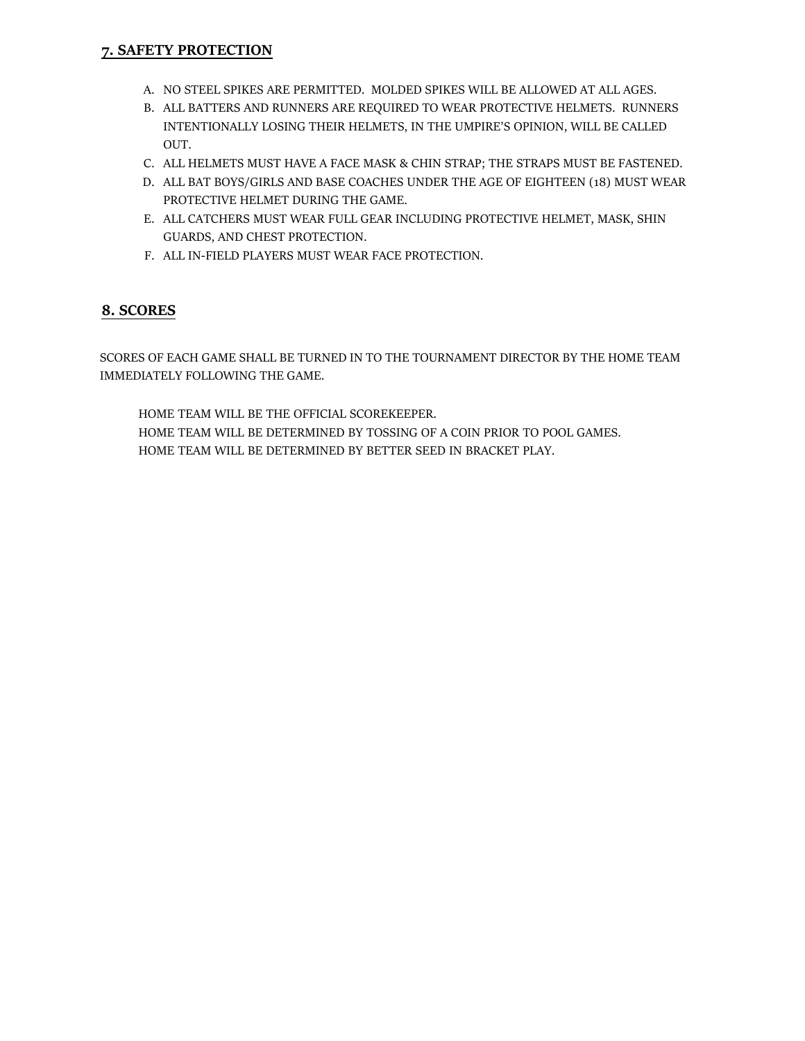## 7. SAFETY PROTECTION

A. NO STEEL SPIKES ARE PERMITTED. MOLDED SPIKES WILL BE ALLOWED AT ALL AGES.
B. ALL BATTERS AND RUNNERS ARE REQUIRED TO WEAR PROTECTIVE HELMETS. RUNNERS INTENTIONALLY LOSING THEIR HELMETS, IN THE UMPIRE'S OPINION, WILL BE CALLED OUT.
C. ALL HELMETS MUST HAVE A FACE MASK & CHIN STRAP; THE STRAPS MUST BE FASTENED.
D. ALL BAT BOYS/GIRLS AND BASE COACHES UNDER THE AGE OF EIGHTEEN (18) MUST WEAR PROTECTIVE HELMET DURING THE GAME.
E. ALL CATCHERS MUST WEAR FULL GEAR INCLUDING PROTECTIVE HELMET, MASK, SHIN GUARDS, AND CHEST PROTECTION.
F. ALL IN-FIELD PLAYERS MUST WEAR FACE PROTECTION.

## 8. SCORES

SCORES OF EACH GAME SHALL BE TURNED IN TO THE TOURNAMENT DIRECTOR BY THE HOME TEAM IMMEDIATELY FOLLOWING THE GAME.

HOME TEAM WILL BE THE OFFICIAL SCOREKEEPER.
HOME TEAM WILL BE DETERMINED BY TOSSING OF A COIN PRIOR TO POOL GAMES.
HOME TEAM WILL BE DETERMINED BY BETTER SEED IN BRACKET PLAY.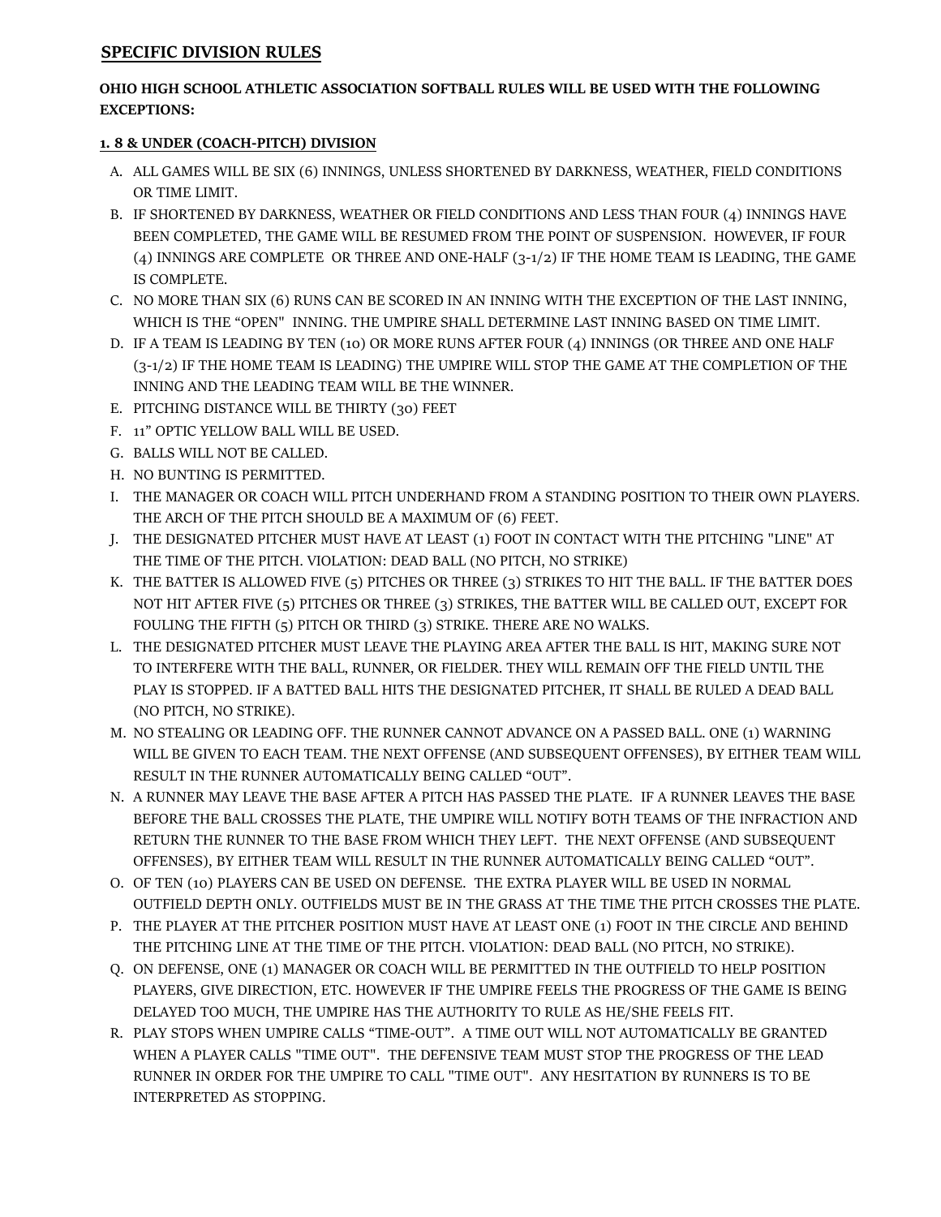## SPECIFIC DIVISION RULES

**OHIO HIGH SCHOOL ATHLETIC ASSOCIATION SOFTBALL RULES WILL BE USED WITH THE FOLLOWING EXCEPTIONS:**

### 1. 8 & UNDER (COACH-PITCH) DIVISION

A. ALL GAMES WILL BE SIX (6) INNINGS, UNLESS SHORTENED BY DARKNESS, WEATHER, FIELD CONDITIONS OR TIME LIMIT.

B. IF SHORTENED BY DARKNESS, WEATHER OR FIELD CONDITIONS AND LESS THAN FOUR (4) INNINGS HAVE BEEN COMPLETED, THE GAME WILL BE RESUMED FROM THE POINT OF SUSPENSION. HOWEVER, IF FOUR (4) INNINGS ARE COMPLETE OR THREE AND ONE-HALF (3-1/2) IF THE HOME TEAM IS LEADING, THE GAME IS COMPLETE.

C. NO MORE THAN SIX (6) RUNS CAN BE SCORED IN AN INNING WITH THE EXCEPTION OF THE LAST INNING, WHICH IS THE "OPEN" INNING. THE UMPIRE SHALL DETERMINE LAST INNING BASED ON TIME LIMIT.

D. IF A TEAM IS LEADING BY TEN (10) OR MORE RUNS AFTER FOUR (4) INNINGS (OR THREE AND ONE HALF (3-1/2) IF THE HOME TEAM IS LEADING) THE UMPIRE WILL STOP THE GAME AT THE COMPLETION OF THE INNING AND THE LEADING TEAM WILL BE THE WINNER.

E. PITCHING DISTANCE WILL BE THIRTY (30) FEET

F. 11" OPTIC YELLOW BALL WILL BE USED.

G. BALLS WILL NOT BE CALLED.

H. NO BUNTING IS PERMITTED.

I. THE MANAGER OR COACH WILL PITCH UNDERHAND FROM A STANDING POSITION TO THEIR OWN PLAYERS. THE ARCH OF THE PITCH SHOULD BE A MAXIMUM OF (6) FEET.

J. THE DESIGNATED PITCHER MUST HAVE AT LEAST (1) FOOT IN CONTACT WITH THE PITCHING "LINE" AT THE TIME OF THE PITCH. VIOLATION: DEAD BALL (NO PITCH, NO STRIKE)

K. THE BATTER IS ALLOWED FIVE (5) PITCHES OR THREE (3) STRIKES TO HIT THE BALL. IF THE BATTER DOES NOT HIT AFTER FIVE (5) PITCHES OR THREE (3) STRIKES, THE BATTER WILL BE CALLED OUT, EXCEPT FOR FOULING THE FIFTH (5) PITCH OR THIRD (3) STRIKE. THERE ARE NO WALKS.

L. THE DESIGNATED PITCHER MUST LEAVE THE PLAYING AREA AFTER THE BALL IS HIT, MAKING SURE NOT TO INTERFERE WITH THE BALL, RUNNER, OR FIELDER. THEY WILL REMAIN OFF THE FIELD UNTIL THE PLAY IS STOPPED. IF A BATTED BALL HITS THE DESIGNATED PITCHER, IT SHALL BE RULED A DEAD BALL (NO PITCH, NO STRIKE).

M. NO STEALING OR LEADING OFF. THE RUNNER CANNOT ADVANCE ON A PASSED BALL. ONE (1) WARNING WILL BE GIVEN TO EACH TEAM. THE NEXT OFFENSE (AND SUBSEQUENT OFFENSES), BY EITHER TEAM WILL RESULT IN THE RUNNER AUTOMATICALLY BEING CALLED "OUT".

N. A RUNNER MAY LEAVE THE BASE AFTER A PITCH HAS PASSED THE PLATE. IF A RUNNER LEAVES THE BASE BEFORE THE BALL CROSSES THE PLATE, THE UMPIRE WILL NOTIFY BOTH TEAMS OF THE INFRACTION AND RETURN THE RUNNER TO THE BASE FROM WHICH THEY LEFT. THE NEXT OFFENSE (AND SUBSEQUENT OFFENSES), BY EITHER TEAM WILL RESULT IN THE RUNNER AUTOMATICALLY BEING CALLED "OUT".

O. OF TEN (10) PLAYERS CAN BE USED ON DEFENSE. THE EXTRA PLAYER WILL BE USED IN NORMAL OUTFIELD DEPTH ONLY. OUTFIELDS MUST BE IN THE GRASS AT THE TIME THE PITCH CROSSES THE PLATE.

P. THE PLAYER AT THE PITCHER POSITION MUST HAVE AT LEAST ONE (1) FOOT IN THE CIRCLE AND BEHIND THE PITCHING LINE AT THE TIME OF THE PITCH. VIOLATION: DEAD BALL (NO PITCH, NO STRIKE).

Q. ON DEFENSE, ONE (1) MANAGER OR COACH WILL BE PERMITTED IN THE OUTFIELD TO HELP POSITION PLAYERS, GIVE DIRECTION, ETC. HOWEVER IF THE UMPIRE FEELS THE PROGRESS OF THE GAME IS BEING DELAYED TOO MUCH, THE UMPIRE HAS THE AUTHORITY TO RULE AS HE/SHE FEELS FIT.

R. PLAY STOPS WHEN UMPIRE CALLS "TIME-OUT". A TIME OUT WILL NOT AUTOMATICALLY BE GRANTED WHEN A PLAYER CALLS "TIME OUT". THE DEFENSIVE TEAM MUST STOP THE PROGRESS OF THE LEAD RUNNER IN ORDER FOR THE UMPIRE TO CALL "TIME OUT". ANY HESITATION BY RUNNERS IS TO BE INTERPRETED AS STOPPING.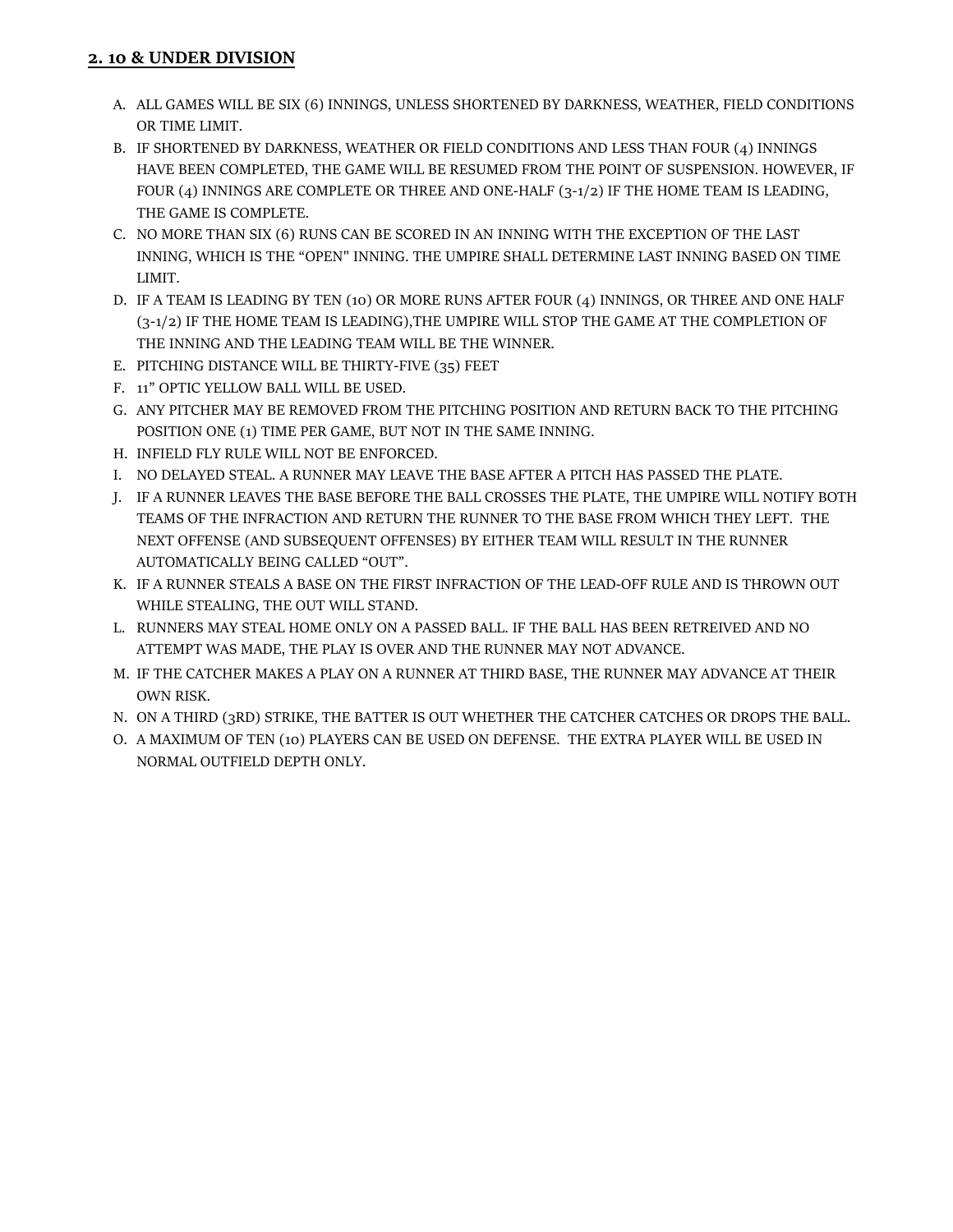## 2. 10 & UNDER DIVISION

A. ALL GAMES WILL BE SIX (6) INNINGS, UNLESS SHORTENED BY DARKNESS, WEATHER, FIELD CONDITIONS OR TIME LIMIT.

B. IF SHORTENED BY DARKNESS, WEATHER OR FIELD CONDITIONS AND LESS THAN FOUR (4) INNINGS HAVE BEEN COMPLETED, THE GAME WILL BE RESUMED FROM THE POINT OF SUSPENSION. HOWEVER, IF FOUR (4) INNINGS ARE COMPLETE OR THREE AND ONE-HALF (3-1/2) IF THE HOME TEAM IS LEADING, THE GAME IS COMPLETE.

C. NO MORE THAN SIX (6) RUNS CAN BE SCORED IN AN INNING WITH THE EXCEPTION OF THE LAST INNING, WHICH IS THE "OPEN" INNING. THE UMPIRE SHALL DETERMINE LAST INNING BASED ON TIME LIMIT.

D. IF A TEAM IS LEADING BY TEN (10) OR MORE RUNS AFTER FOUR (4) INNINGS, OR THREE AND ONE HALF (3-1/2) IF THE HOME TEAM IS LEADING),THE UMPIRE WILL STOP THE GAME AT THE COMPLETION OF THE INNING AND THE LEADING TEAM WILL BE THE WINNER.

E. PITCHING DISTANCE WILL BE THIRTY-FIVE (35) FEET

F. 11" OPTIC YELLOW BALL WILL BE USED.

G. ANY PITCHER MAY BE REMOVED FROM THE PITCHING POSITION AND RETURN BACK TO THE PITCHING POSITION ONE (1) TIME PER GAME, BUT NOT IN THE SAME INNING.

H. INFIELD FLY RULE WILL NOT BE ENFORCED.

I. NO DELAYED STEAL. A RUNNER MAY LEAVE THE BASE AFTER A PITCH HAS PASSED THE PLATE.

J. IF A RUNNER LEAVES THE BASE BEFORE THE BALL CROSSES THE PLATE, THE UMPIRE WILL NOTIFY BOTH TEAMS OF THE INFRACTION AND RETURN THE RUNNER TO THE BASE FROM WHICH THEY LEFT. THE NEXT OFFENSE (AND SUBSEQUENT OFFENSES) BY EITHER TEAM WILL RESULT IN THE RUNNER AUTOMATICALLY BEING CALLED "OUT".

K. IF A RUNNER STEALS A BASE ON THE FIRST INFRACTION OF THE LEAD-OFF RULE AND IS THROWN OUT WHILE STEALING, THE OUT WILL STAND.

L. RUNNERS MAY STEAL HOME ONLY ON A PASSED BALL. IF THE BALL HAS BEEN RETREIVED AND NO ATTEMPT WAS MADE, THE PLAY IS OVER AND THE RUNNER MAY NOT ADVANCE.

M. IF THE CATCHER MAKES A PLAY ON A RUNNER AT THIRD BASE, THE RUNNER MAY ADVANCE AT THEIR OWN RISK.

N. ON A THIRD (3RD) STRIKE, THE BATTER IS OUT WHETHER THE CATCHER CATCHES OR DROPS THE BALL.

O. A MAXIMUM OF TEN (10) PLAYERS CAN BE USED ON DEFENSE. THE EXTRA PLAYER WILL BE USED IN NORMAL OUTFIELD DEPTH ONLY.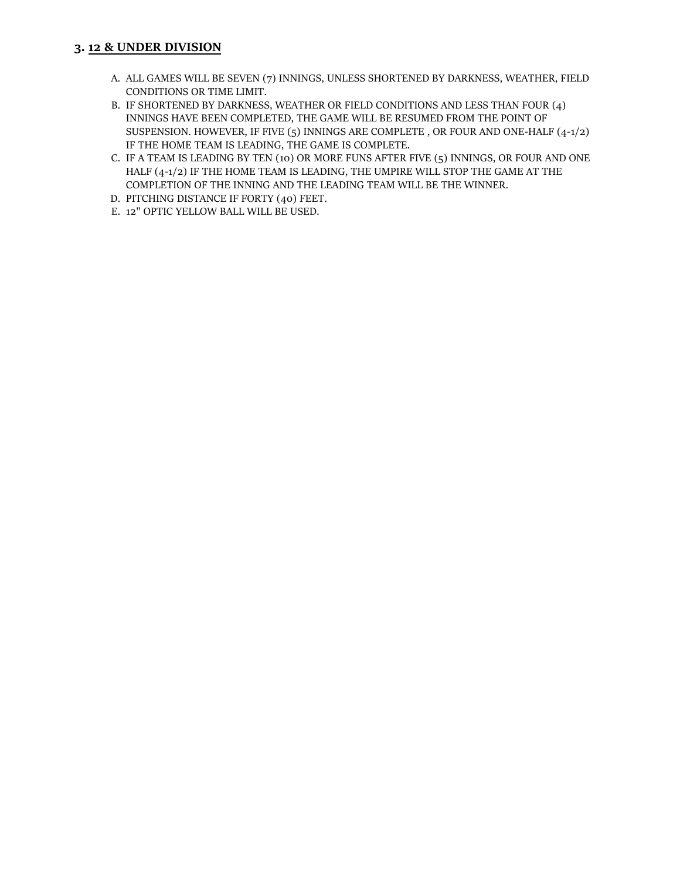### 3. 12 & UNDER DIVISION

A. ALL GAMES WILL BE SEVEN (7) INNINGS, UNLESS SHORTENED BY DARKNESS, WEATHER, FIELD CONDITIONS OR TIME LIMIT.
B. IF SHORTENED BY DARKNESS, WEATHER OR FIELD CONDITIONS AND LESS THAN FOUR (4) INNINGS HAVE BEEN COMPLETED, THE GAME WILL BE RESUMED FROM THE POINT OF SUSPENSION. HOWEVER, IF FIVE (5) INNINGS ARE COMPLETE , OR FOUR AND ONE-HALF (4-1/2) IF THE HOME TEAM IS LEADING, THE GAME IS COMPLETE.
C. IF A TEAM IS LEADING BY TEN (10) OR MORE FUNS AFTER FIVE (5) INNINGS, OR FOUR AND ONE HALF (4-1/2) IF THE HOME TEAM IS LEADING, THE UMPIRE WILL STOP THE GAME AT THE COMPLETION OF THE INNING AND THE LEADING TEAM WILL BE THE WINNER.
D. PITCHING DISTANCE IF FORTY (40) FEET.
E. 12" OPTIC YELLOW BALL WILL BE USED.